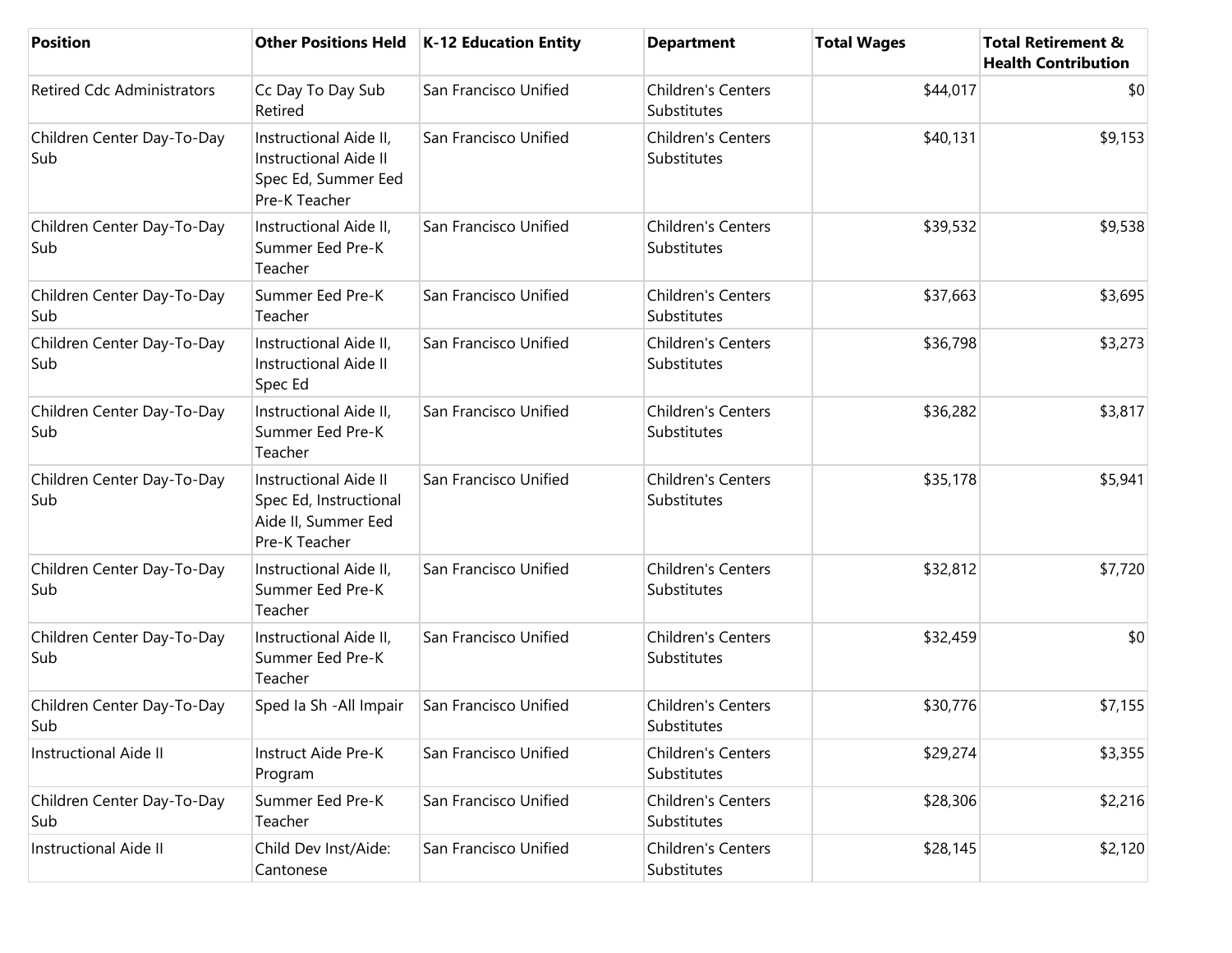| Position | Other Positions Held | K-12 Education Entity | Department | Total Wages | Total Retirement & Health Contribution |
|---|---|---|---|---|---|
| Retired Cdc Administrators | Cc Day To Day Sub Retired | San Francisco Unified | Children's Centers Substitutes | $44,017 | $0 |
| Children Center Day-To-Day Sub | Instructional Aide II, Instructional Aide II Spec Ed, Summer Eed Pre-K Teacher | San Francisco Unified | Children's Centers Substitutes | $40,131 | $9,153 |
| Children Center Day-To-Day Sub | Instructional Aide II, Summer Eed Pre-K Teacher | San Francisco Unified | Children's Centers Substitutes | $39,532 | $9,538 |
| Children Center Day-To-Day Sub | Summer Eed Pre-K Teacher | San Francisco Unified | Children's Centers Substitutes | $37,663 | $3,695 |
| Children Center Day-To-Day Sub | Instructional Aide II, Instructional Aide II Spec Ed | San Francisco Unified | Children's Centers Substitutes | $36,798 | $3,273 |
| Children Center Day-To-Day Sub | Instructional Aide II, Summer Eed Pre-K Teacher | San Francisco Unified | Children's Centers Substitutes | $36,282 | $3,817 |
| Children Center Day-To-Day Sub | Instructional Aide II Spec Ed, Instructional Aide II, Summer Eed Pre-K Teacher | San Francisco Unified | Children's Centers Substitutes | $35,178 | $5,941 |
| Children Center Day-To-Day Sub | Instructional Aide II, Summer Eed Pre-K Teacher | San Francisco Unified | Children's Centers Substitutes | $32,812 | $7,720 |
| Children Center Day-To-Day Sub | Instructional Aide II, Summer Eed Pre-K Teacher | San Francisco Unified | Children's Centers Substitutes | $32,459 | $0 |
| Children Center Day-To-Day Sub | Sped Ia Sh -All Impair | San Francisco Unified | Children's Centers Substitutes | $30,776 | $7,155 |
| Instructional Aide II | Instruct Aide Pre-K Program | San Francisco Unified | Children's Centers Substitutes | $29,274 | $3,355 |
| Children Center Day-To-Day Sub | Summer Eed Pre-K Teacher | San Francisco Unified | Children's Centers Substitutes | $28,306 | $2,216 |
| Instructional Aide II | Child Dev Inst/Aide: Cantonese | San Francisco Unified | Children's Centers Substitutes | $28,145 | $2,120 |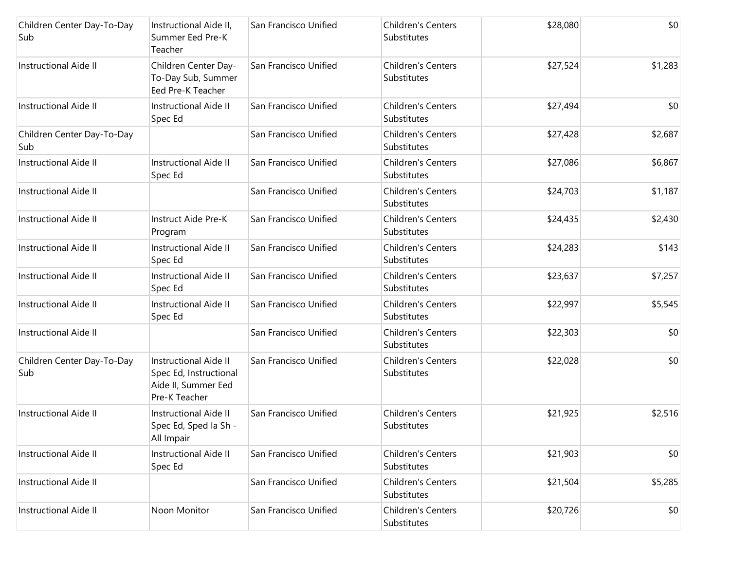| | | | | | |
|---|---|---|---|---|---|
| Children Center Day-To-Day Sub | Instructional Aide II, Summer Eed Pre-K Teacher | San Francisco Unified | Children's Centers Substitutes | $28,080 | $0 |
| Instructional Aide II | Children Center Day-To-Day Sub, Summer Eed Pre-K Teacher | San Francisco Unified | Children's Centers Substitutes | $27,524 | $1,283 |
| Instructional Aide II | Instructional Aide II Spec Ed | San Francisco Unified | Children's Centers Substitutes | $27,494 | $0 |
| Children Center Day-To-Day Sub | | San Francisco Unified | Children's Centers Substitutes | $27,428 | $2,687 |
| Instructional Aide II | Instructional Aide II Spec Ed | San Francisco Unified | Children's Centers Substitutes | $27,086 | $6,867 |
| Instructional Aide II | | San Francisco Unified | Children's Centers Substitutes | $24,703 | $1,187 |
| Instructional Aide II | Instruct Aide Pre-K Program | San Francisco Unified | Children's Centers Substitutes | $24,435 | $2,430 |
| Instructional Aide II | Instructional Aide II Spec Ed | San Francisco Unified | Children's Centers Substitutes | $24,283 | $143 |
| Instructional Aide II | Instructional Aide II Spec Ed | San Francisco Unified | Children's Centers Substitutes | $23,637 | $7,257 |
| Instructional Aide II | Instructional Aide II Spec Ed | San Francisco Unified | Children's Centers Substitutes | $22,997 | $5,545 |
| Instructional Aide II | | San Francisco Unified | Children's Centers Substitutes | $22,303 | $0 |
| Children Center Day-To-Day Sub | Instructional Aide II Spec Ed, Instructional Aide II, Summer Eed Pre-K Teacher | San Francisco Unified | Children's Centers Substitutes | $22,028 | $0 |
| Instructional Aide II | Instructional Aide II Spec Ed, Sped Ia Sh - All Impair | San Francisco Unified | Children's Centers Substitutes | $21,925 | $2,516 |
| Instructional Aide II | Instructional Aide II Spec Ed | San Francisco Unified | Children's Centers Substitutes | $21,903 | $0 |
| Instructional Aide II | | San Francisco Unified | Children's Centers Substitutes | $21,504 | $5,285 |
| Instructional Aide II | Noon Monitor | San Francisco Unified | Children's Centers Substitutes | $20,726 | $0 |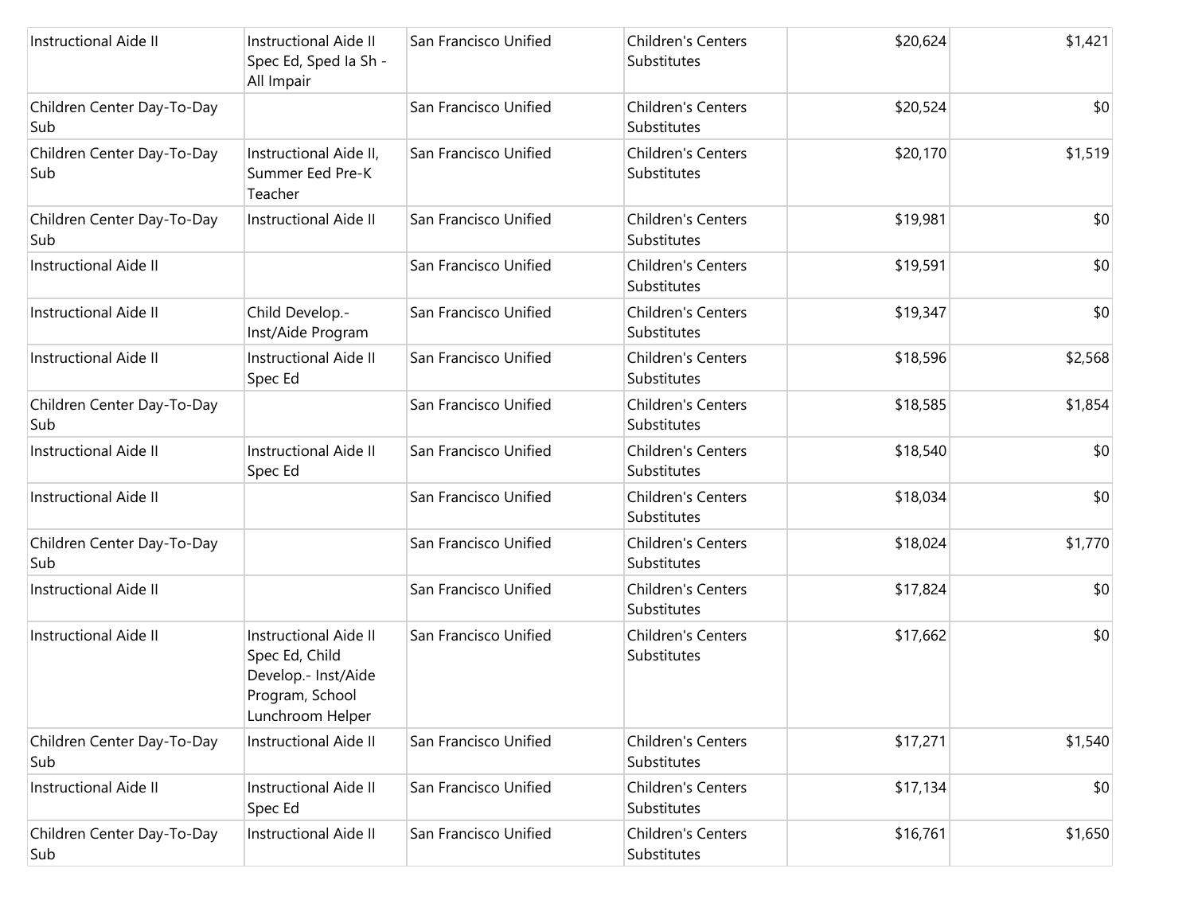| | | | | | |
|---|---|---|---|---|---|
| Instructional Aide II | Instructional Aide II Spec Ed, Sped Ia Sh - All Impair | San Francisco Unified | Children's Centers Substitutes | $20,624 | $1,421 |
| Children Center Day-To-Day Sub | | San Francisco Unified | Children's Centers Substitutes | $20,524 | $0 |
| Children Center Day-To-Day Sub | Instructional Aide II, Summer Eed Pre-K Teacher | San Francisco Unified | Children's Centers Substitutes | $20,170 | $1,519 |
| Children Center Day-To-Day Sub | Instructional Aide II | San Francisco Unified | Children's Centers Substitutes | $19,981 | $0 |
| Instructional Aide II | | San Francisco Unified | Children's Centers Substitutes | $19,591 | $0 |
| Instructional Aide II | Child Develop.- Inst/Aide Program | San Francisco Unified | Children's Centers Substitutes | $19,347 | $0 |
| Instructional Aide II | Instructional Aide II Spec Ed | San Francisco Unified | Children's Centers Substitutes | $18,596 | $2,568 |
| Children Center Day-To-Day Sub | | San Francisco Unified | Children's Centers Substitutes | $18,585 | $1,854 |
| Instructional Aide II | Instructional Aide II Spec Ed | San Francisco Unified | Children's Centers Substitutes | $18,540 | $0 |
| Instructional Aide II | | San Francisco Unified | Children's Centers Substitutes | $18,034 | $0 |
| Children Center Day-To-Day Sub | | San Francisco Unified | Children's Centers Substitutes | $18,024 | $1,770 |
| Instructional Aide II | | San Francisco Unified | Children's Centers Substitutes | $17,824 | $0 |
| Instructional Aide II | Instructional Aide II Spec Ed, Child Develop.- Inst/Aide Program, School Lunchroom Helper | San Francisco Unified | Children's Centers Substitutes | $17,662 | $0 |
| Children Center Day-To-Day Sub | Instructional Aide II | San Francisco Unified | Children's Centers Substitutes | $17,271 | $1,540 |
| Instructional Aide II | Instructional Aide II Spec Ed | San Francisco Unified | Children's Centers Substitutes | $17,134 | $0 |
| Children Center Day-To-Day Sub | Instructional Aide II | San Francisco Unified | Children's Centers Substitutes | $16,761 | $1,650 |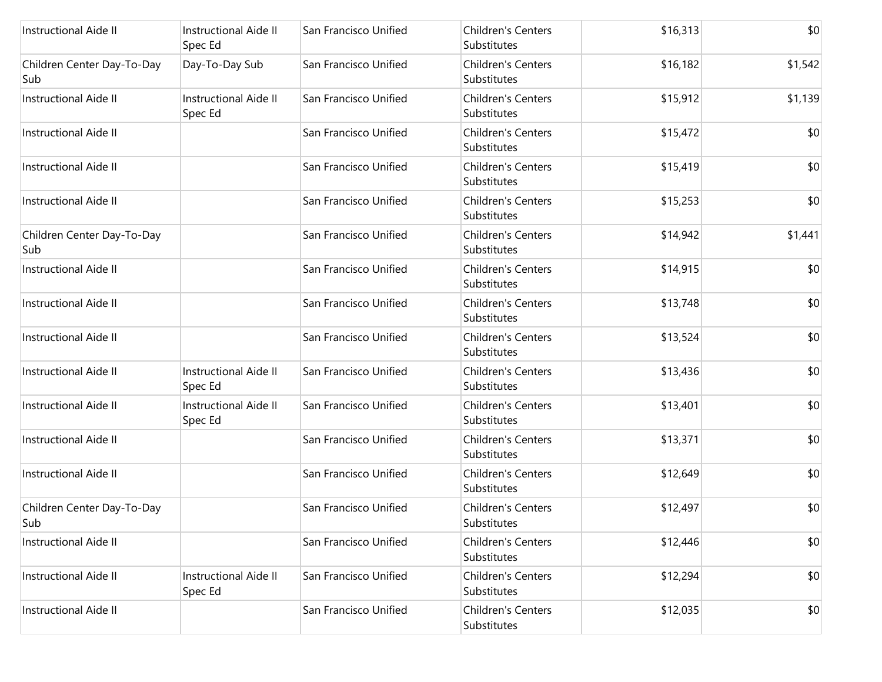| | | | | | |
|---|---|---|---|---|---|
| Instructional Aide II | Instructional Aide II Spec Ed | San Francisco Unified | Children's Centers Substitutes | $16,313 | $0 |
| Children Center Day-To-Day Sub | Day-To-Day Sub | San Francisco Unified | Children's Centers Substitutes | $16,182 | $1,542 |
| Instructional Aide II | Instructional Aide II Spec Ed | San Francisco Unified | Children's Centers Substitutes | $15,912 | $1,139 |
| Instructional Aide II | | San Francisco Unified | Children's Centers Substitutes | $15,472 | $0 |
| Instructional Aide II | | San Francisco Unified | Children's Centers Substitutes | $15,419 | $0 |
| Instructional Aide II | | San Francisco Unified | Children's Centers Substitutes | $15,253 | $0 |
| Children Center Day-To-Day Sub | | San Francisco Unified | Children's Centers Substitutes | $14,942 | $1,441 |
| Instructional Aide II | | San Francisco Unified | Children's Centers Substitutes | $14,915 | $0 |
| Instructional Aide II | | San Francisco Unified | Children's Centers Substitutes | $13,748 | $0 |
| Instructional Aide II | | San Francisco Unified | Children's Centers Substitutes | $13,524 | $0 |
| Instructional Aide II | Instructional Aide II Spec Ed | San Francisco Unified | Children's Centers Substitutes | $13,436 | $0 |
| Instructional Aide II | Instructional Aide II Spec Ed | San Francisco Unified | Children's Centers Substitutes | $13,401 | $0 |
| Instructional Aide II | | San Francisco Unified | Children's Centers Substitutes | $13,371 | $0 |
| Instructional Aide II | | San Francisco Unified | Children's Centers Substitutes | $12,649 | $0 |
| Children Center Day-To-Day Sub | | San Francisco Unified | Children's Centers Substitutes | $12,497 | $0 |
| Instructional Aide II | | San Francisco Unified | Children's Centers Substitutes | $12,446 | $0 |
| Instructional Aide II | Instructional Aide II Spec Ed | San Francisco Unified | Children's Centers Substitutes | $12,294 | $0 |
| Instructional Aide II | | San Francisco Unified | Children's Centers Substitutes | $12,035 | $0 |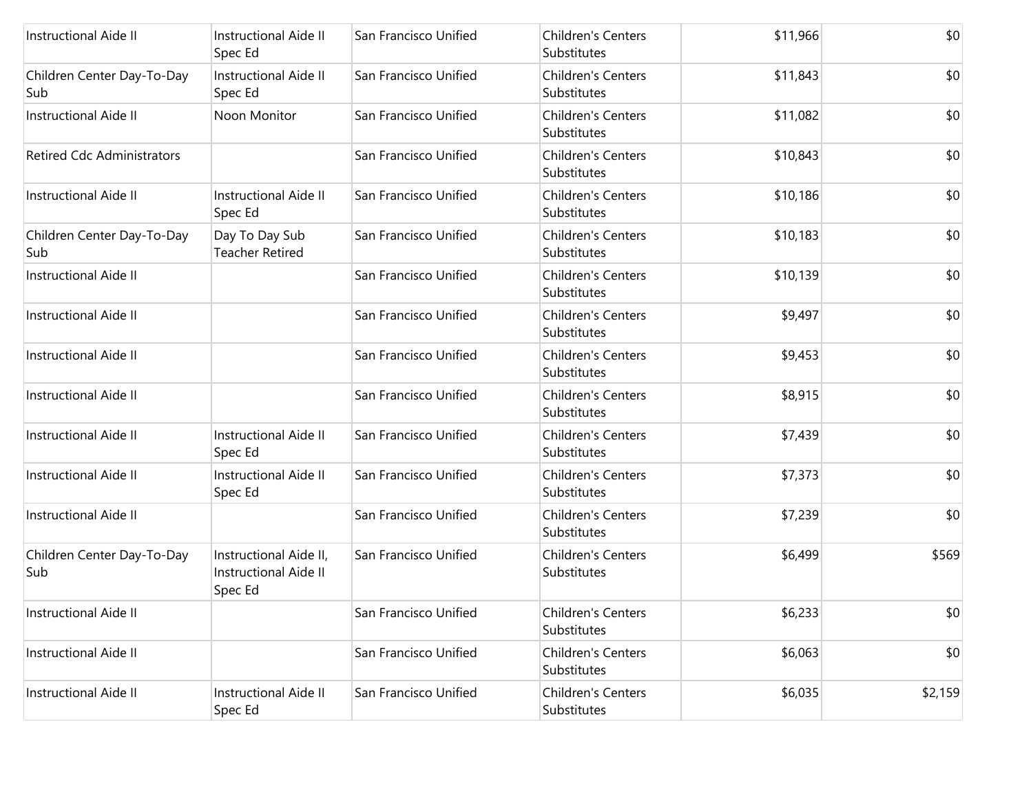| | | | | | |
|---|---|---|---|---|---|
| Instructional Aide II | Instructional Aide II Spec Ed | San Francisco Unified | Children's Centers Substitutes | $11,966 | $0 |
| Children Center Day-To-Day Sub | Instructional Aide II Spec Ed | San Francisco Unified | Children's Centers Substitutes | $11,843 | $0 |
| Instructional Aide II | Noon Monitor | San Francisco Unified | Children's Centers Substitutes | $11,082 | $0 |
| Retired Cdc Administrators | | San Francisco Unified | Children's Centers Substitutes | $10,843 | $0 |
| Instructional Aide II | Instructional Aide II Spec Ed | San Francisco Unified | Children's Centers Substitutes | $10,186 | $0 |
| Children Center Day-To-Day Sub | Day To Day Sub Teacher Retired | San Francisco Unified | Children's Centers Substitutes | $10,183 | $0 |
| Instructional Aide II | | San Francisco Unified | Children's Centers Substitutes | $10,139 | $0 |
| Instructional Aide II | | San Francisco Unified | Children's Centers Substitutes | $9,497 | $0 |
| Instructional Aide II | | San Francisco Unified | Children's Centers Substitutes | $9,453 | $0 |
| Instructional Aide II | | San Francisco Unified | Children's Centers Substitutes | $8,915 | $0 |
| Instructional Aide II | Instructional Aide II Spec Ed | San Francisco Unified | Children's Centers Substitutes | $7,439 | $0 |
| Instructional Aide II | Instructional Aide II Spec Ed | San Francisco Unified | Children's Centers Substitutes | $7,373 | $0 |
| Instructional Aide II | | San Francisco Unified | Children's Centers Substitutes | $7,239 | $0 |
| Children Center Day-To-Day Sub | Instructional Aide II, Instructional Aide II Spec Ed | San Francisco Unified | Children's Centers Substitutes | $6,499 | $569 |
| Instructional Aide II | | San Francisco Unified | Children's Centers Substitutes | $6,233 | $0 |
| Instructional Aide II | | San Francisco Unified | Children's Centers Substitutes | $6,063 | $0 |
| Instructional Aide II | Instructional Aide II Spec Ed | San Francisco Unified | Children's Centers Substitutes | $6,035 | $2,159 |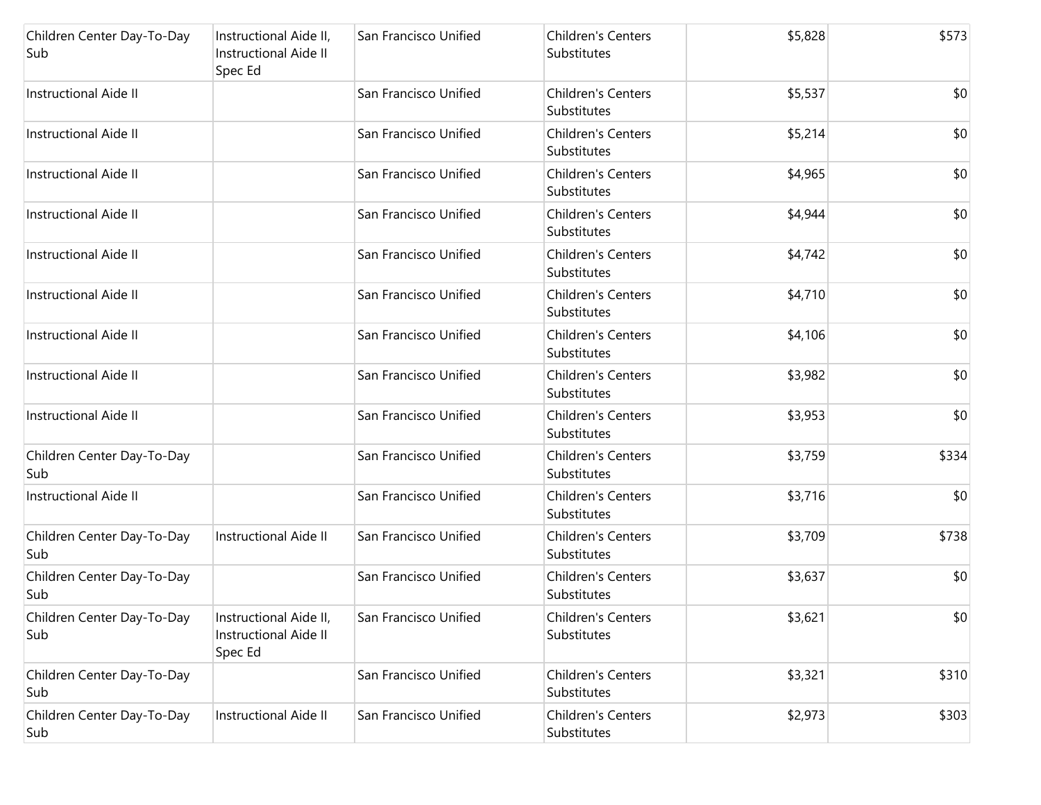| | | | | | |
|---|---|---|---|---|---|
| Children Center Day-To-Day Sub | Instructional Aide II, Instructional Aide II Spec Ed | San Francisco Unified | Children's Centers Substitutes | $5,828 | $573 |
| Instructional Aide II | | San Francisco Unified | Children's Centers Substitutes | $5,537 | $0 |
| Instructional Aide II | | San Francisco Unified | Children's Centers Substitutes | $5,214 | $0 |
| Instructional Aide II | | San Francisco Unified | Children's Centers Substitutes | $4,965 | $0 |
| Instructional Aide II | | San Francisco Unified | Children's Centers Substitutes | $4,944 | $0 |
| Instructional Aide II | | San Francisco Unified | Children's Centers Substitutes | $4,742 | $0 |
| Instructional Aide II | | San Francisco Unified | Children's Centers Substitutes | $4,710 | $0 |
| Instructional Aide II | | San Francisco Unified | Children's Centers Substitutes | $4,106 | $0 |
| Instructional Aide II | | San Francisco Unified | Children's Centers Substitutes | $3,982 | $0 |
| Instructional Aide II | | San Francisco Unified | Children's Centers Substitutes | $3,953 | $0 |
| Children Center Day-To-Day Sub | | San Francisco Unified | Children's Centers Substitutes | $3,759 | $334 |
| Instructional Aide II | | San Francisco Unified | Children's Centers Substitutes | $3,716 | $0 |
| Children Center Day-To-Day Sub | Instructional Aide II | San Francisco Unified | Children's Centers Substitutes | $3,709 | $738 |
| Children Center Day-To-Day Sub | | San Francisco Unified | Children's Centers Substitutes | $3,637 | $0 |
| Children Center Day-To-Day Sub | Instructional Aide II, Instructional Aide II Spec Ed | San Francisco Unified | Children's Centers Substitutes | $3,621 | $0 |
| Children Center Day-To-Day Sub | | San Francisco Unified | Children's Centers Substitutes | $3,321 | $310 |
| Children Center Day-To-Day Sub | Instructional Aide II | San Francisco Unified | Children's Centers Substitutes | $2,973 | $303 |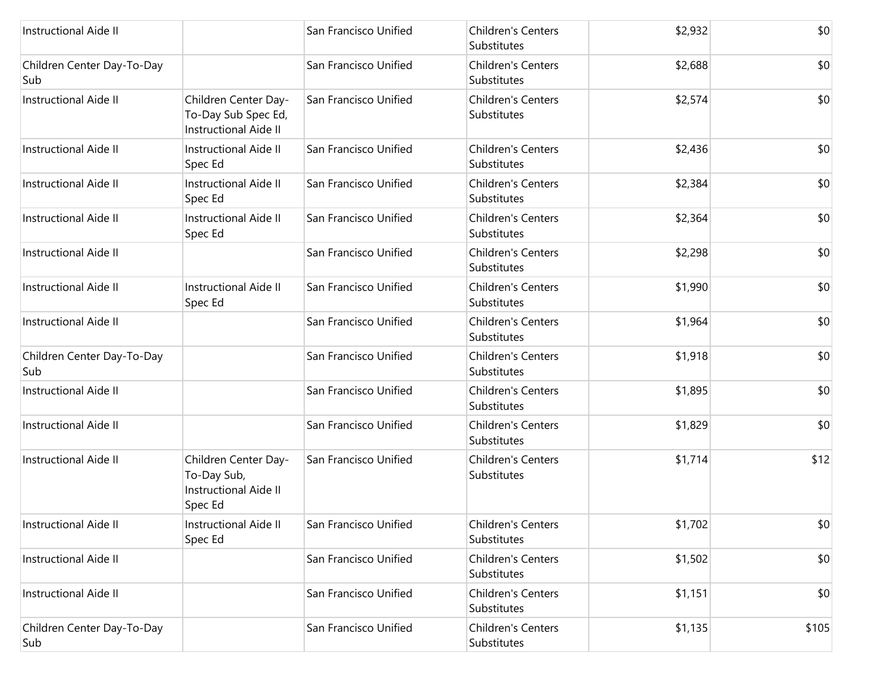| | | | | | |
|---|---|---|---|---|---|
| Instructional Aide II | | San Francisco Unified | Children's Centers Substitutes | $2,932 | $0 |
| Children Center Day-To-Day Sub | | San Francisco Unified | Children's Centers Substitutes | $2,688 | $0 |
| Instructional Aide II | Children Center Day-To-Day Sub Spec Ed, Instructional Aide II | San Francisco Unified | Children's Centers Substitutes | $2,574 | $0 |
| Instructional Aide II | Instructional Aide II Spec Ed | San Francisco Unified | Children's Centers Substitutes | $2,436 | $0 |
| Instructional Aide II | Instructional Aide II Spec Ed | San Francisco Unified | Children's Centers Substitutes | $2,384 | $0 |
| Instructional Aide II | Instructional Aide II Spec Ed | San Francisco Unified | Children's Centers Substitutes | $2,364 | $0 |
| Instructional Aide II | | San Francisco Unified | Children's Centers Substitutes | $2,298 | $0 |
| Instructional Aide II | Instructional Aide II Spec Ed | San Francisco Unified | Children's Centers Substitutes | $1,990 | $0 |
| Instructional Aide II | | San Francisco Unified | Children's Centers Substitutes | $1,964 | $0 |
| Children Center Day-To-Day Sub | | San Francisco Unified | Children's Centers Substitutes | $1,918 | $0 |
| Instructional Aide II | | San Francisco Unified | Children's Centers Substitutes | $1,895 | $0 |
| Instructional Aide II | | San Francisco Unified | Children's Centers Substitutes | $1,829 | $0 |
| Instructional Aide II | Children Center Day-To-Day Sub, Instructional Aide II Spec Ed | San Francisco Unified | Children's Centers Substitutes | $1,714 | $12 |
| Instructional Aide II | Instructional Aide II Spec Ed | San Francisco Unified | Children's Centers Substitutes | $1,702 | $0 |
| Instructional Aide II | | San Francisco Unified | Children's Centers Substitutes | $1,502 | $0 |
| Instructional Aide II | | San Francisco Unified | Children's Centers Substitutes | $1,151 | $0 |
| Children Center Day-To-Day Sub | | San Francisco Unified | Children's Centers Substitutes | $1,135 | $105 |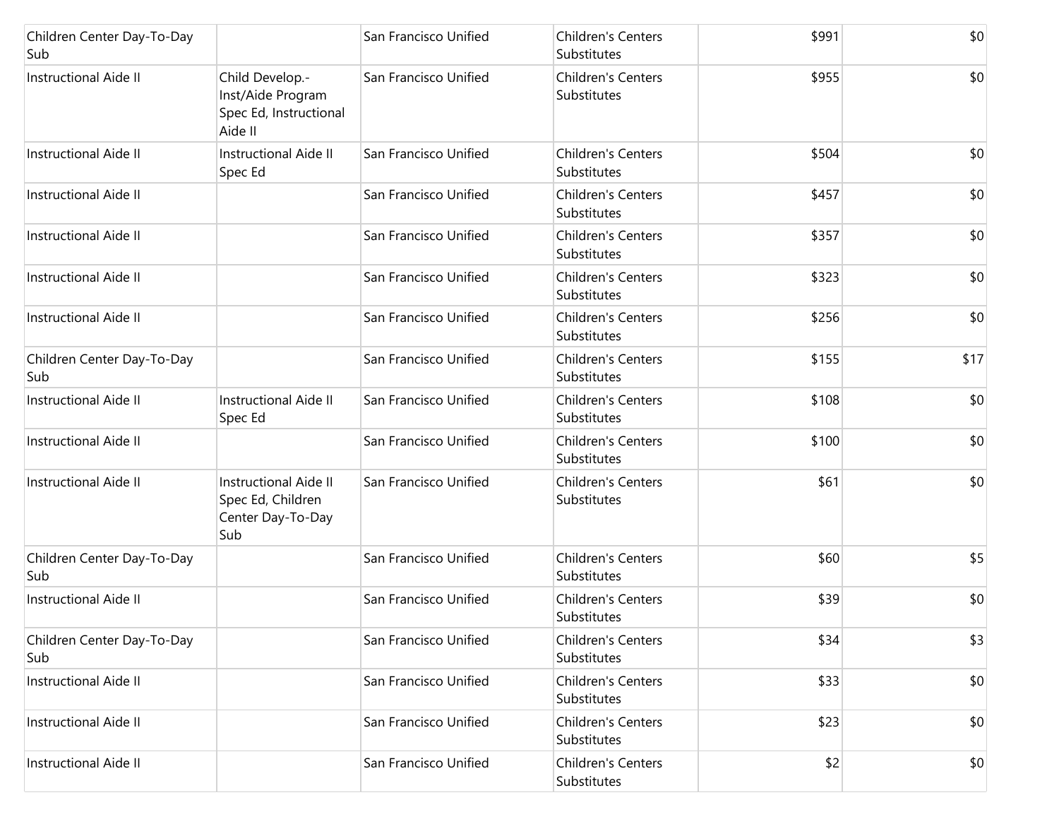| | | | | | |
|---|---|---|---|---|---|
| Children Center Day-To-Day Sub | | San Francisco Unified | Children's Centers Substitutes | $991 | $0 |
| Instructional Aide II | Child Develop.-Inst/Aide Program Spec Ed, Instructional Aide II | San Francisco Unified | Children's Centers Substitutes | $955 | $0 |
| Instructional Aide II | Instructional Aide II Spec Ed | San Francisco Unified | Children's Centers Substitutes | $504 | $0 |
| Instructional Aide II | | San Francisco Unified | Children's Centers Substitutes | $457 | $0 |
| Instructional Aide II | | San Francisco Unified | Children's Centers Substitutes | $357 | $0 |
| Instructional Aide II | | San Francisco Unified | Children's Centers Substitutes | $323 | $0 |
| Instructional Aide II | | San Francisco Unified | Children's Centers Substitutes | $256 | $0 |
| Children Center Day-To-Day Sub | | San Francisco Unified | Children's Centers Substitutes | $155 | $17 |
| Instructional Aide II | Instructional Aide II Spec Ed | San Francisco Unified | Children's Centers Substitutes | $108 | $0 |
| Instructional Aide II | | San Francisco Unified | Children's Centers Substitutes | $100 | $0 |
| Instructional Aide II | Instructional Aide II Spec Ed, Children Center Day-To-Day Sub | San Francisco Unified | Children's Centers Substitutes | $61 | $0 |
| Children Center Day-To-Day Sub | | San Francisco Unified | Children's Centers Substitutes | $60 | $5 |
| Instructional Aide II | | San Francisco Unified | Children's Centers Substitutes | $39 | $0 |
| Children Center Day-To-Day Sub | | San Francisco Unified | Children's Centers Substitutes | $34 | $3 |
| Instructional Aide II | | San Francisco Unified | Children's Centers Substitutes | $33 | $0 |
| Instructional Aide II | | San Francisco Unified | Children's Centers Substitutes | $23 | $0 |
| Instructional Aide II | | San Francisco Unified | Children's Centers Substitutes | $2 | $0 |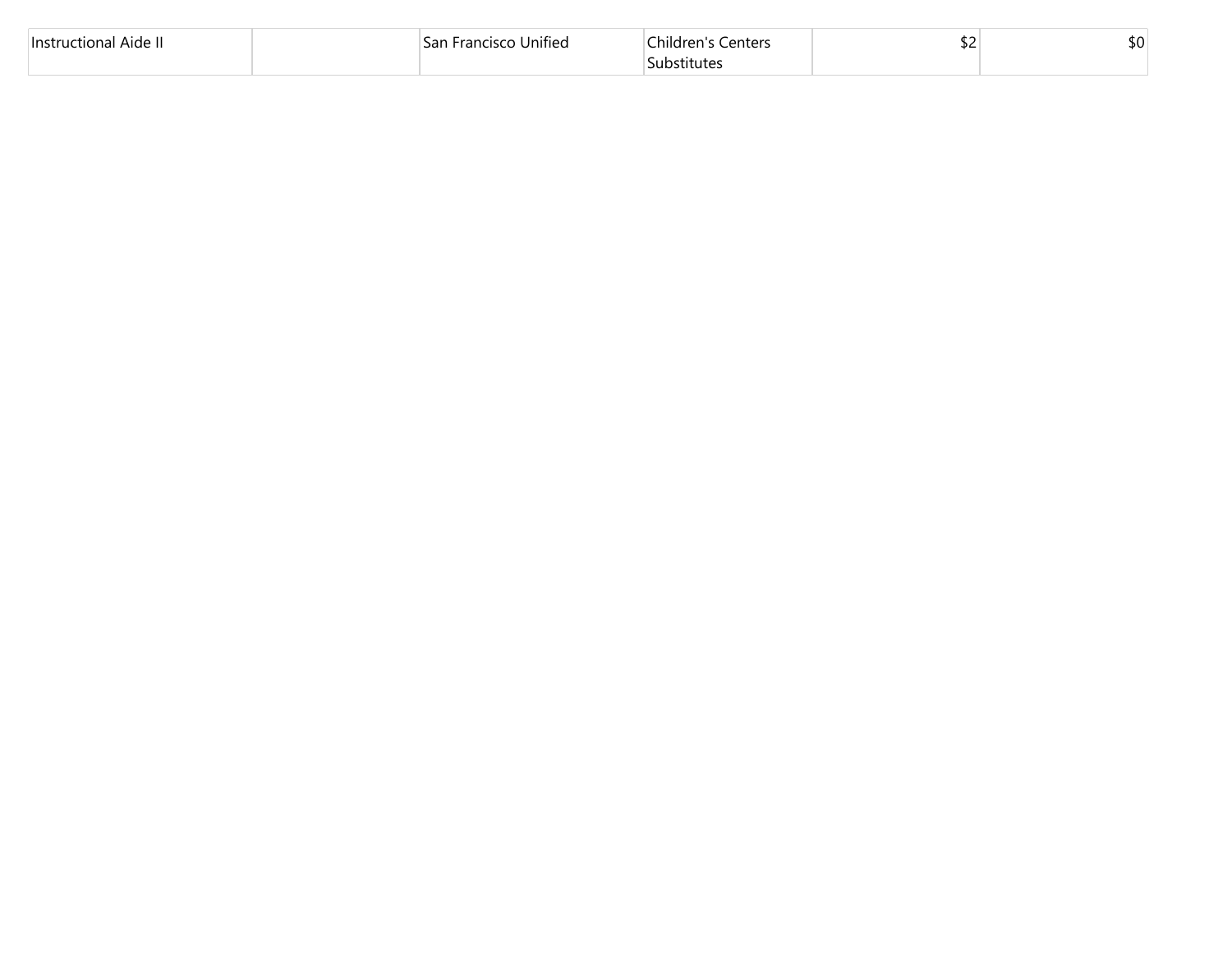| | | | | | |
|---|---|---|---|---|---|
| Instructional Aide II | | San Francisco Unified | Children's Centers Substitutes | $2 | $0 |